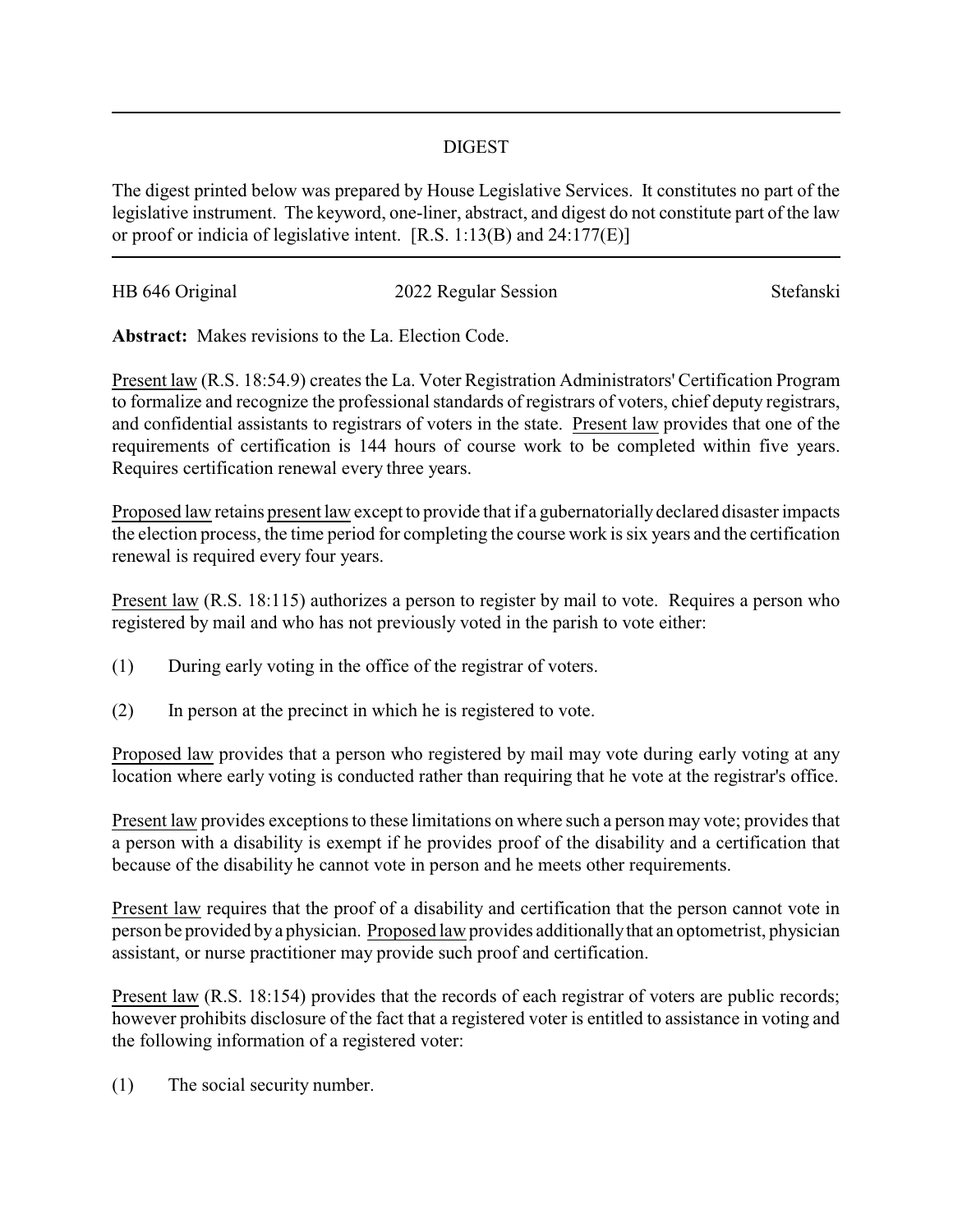# DIGEST

The digest printed below was prepared by House Legislative Services. It constitutes no part of the legislative instrument. The keyword, one-liner, abstract, and digest do not constitute part of the law or proof or indicia of legislative intent. [R.S. 1:13(B) and 24:177(E)]

HB 646 Original | 2022 Regular Session | Stefanski

**Abstract:** Makes revisions to the La. Election Code.

Present law (R.S. 18:54.9) creates the La. Voter Registration Administrators' Certification Program to formalize and recognize the professional standards of registrars of voters, chief deputy registrars, and confidential assistants to registrars of voters in the state. Present law provides that one of the requirements of certification is 144 hours of course work to be completed within five years. Requires certification renewal every three years.

Proposed law retains present law except to provide that if a gubernatorially declared disaster impacts the election process, the time period for completing the course work is six years and the certification renewal is required every four years.

Present law (R.S. 18:115) authorizes a person to register by mail to vote. Requires a person who registered by mail and who has not previously voted in the parish to vote either:

(1) During early voting in the office of the registrar of voters.

(2) In person at the precinct in which he is registered to vote.

Proposed law provides that a person who registered by mail may vote during early voting at any location where early voting is conducted rather than requiring that he vote at the registrar's office.

Present law provides exceptions to these limitations on where such a person may vote; provides that a person with a disability is exempt if he provides proof of the disability and a certification that because of the disability he cannot vote in person and he meets other requirements.

Present law requires that the proof of a disability and certification that the person cannot vote in person be provided by a physician. Proposed law provides additionally that an optometrist, physician assistant, or nurse practitioner may provide such proof and certification.

Present law (R.S. 18:154) provides that the records of each registrar of voters are public records; however prohibits disclosure of the fact that a registered voter is entitled to assistance in voting and the following information of a registered voter:

(1) The social security number.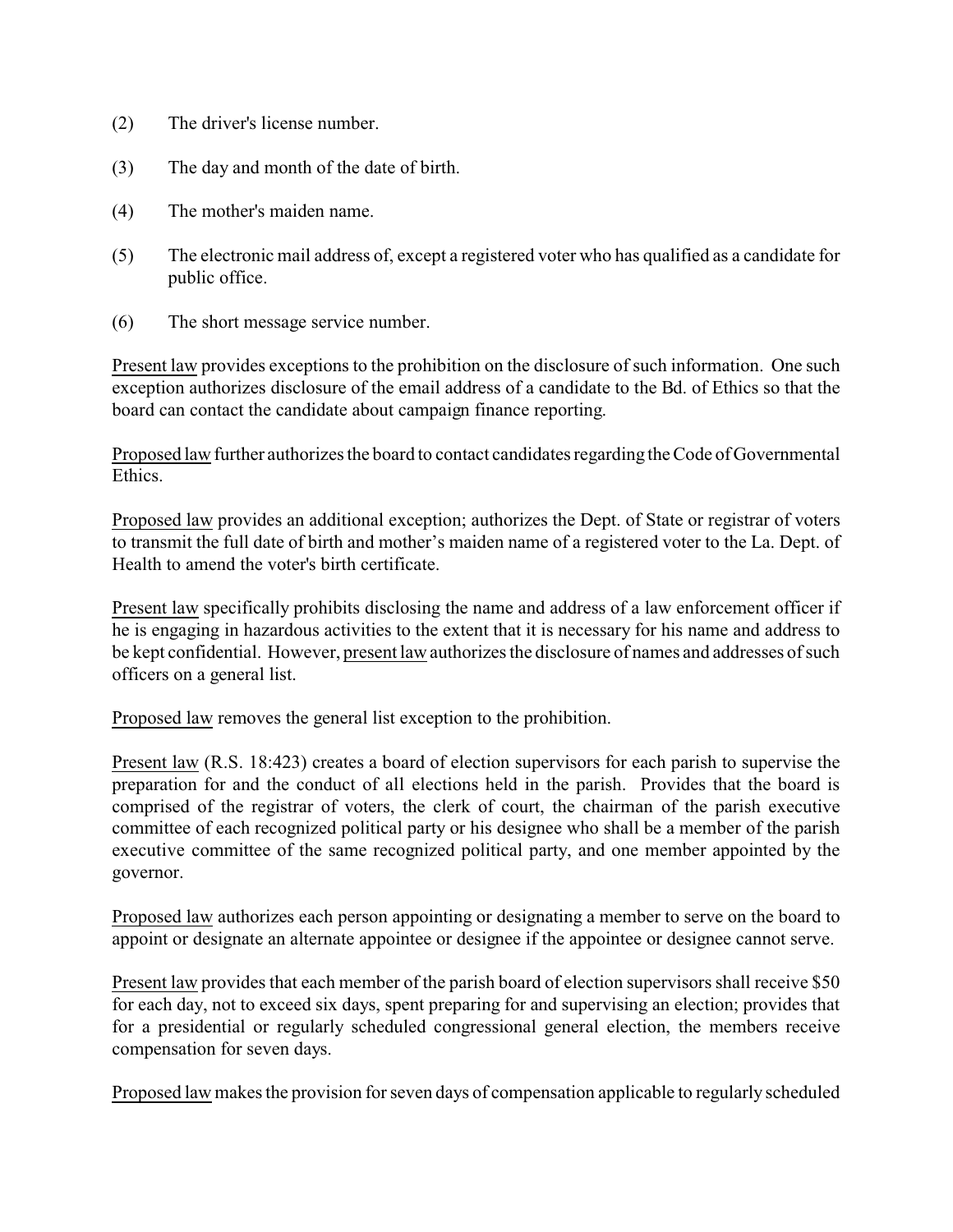(2) The driver's license number.

(3) The day and month of the date of birth.

(4) The mother's maiden name.

(5) The electronic mail address of, except a registered voter who has qualified as a candidate for public office.

(6) The short message service number.

Present law provides exceptions to the prohibition on the disclosure of such information. One such exception authorizes disclosure of the email address of a candidate to the Bd. of Ethics so that the board can contact the candidate about campaign finance reporting.

Proposed law further authorizes the board to contact candidates regarding the Code of Governmental Ethics.

Proposed law provides an additional exception; authorizes the Dept. of State or registrar of voters to transmit the full date of birth and mother's maiden name of a registered voter to the La. Dept. of Health to amend the voter's birth certificate.

Present law specifically prohibits disclosing the name and address of a law enforcement officer if he is engaging in hazardous activities to the extent that it is necessary for his name and address to be kept confidential. However, present law authorizes the disclosure of names and addresses of such officers on a general list.

Proposed law removes the general list exception to the prohibition.

Present law (R.S. 18:423) creates a board of election supervisors for each parish to supervise the preparation for and the conduct of all elections held in the parish. Provides that the board is comprised of the registrar of voters, the clerk of court, the chairman of the parish executive committee of each recognized political party or his designee who shall be a member of the parish executive committee of the same recognized political party, and one member appointed by the governor.

Proposed law authorizes each person appointing or designating a member to serve on the board to appoint or designate an alternate appointee or designee if the appointee or designee cannot serve.

Present law provides that each member of the parish board of election supervisors shall receive $50 for each day, not to exceed six days, spent preparing for and supervising an election; provides that for a presidential or regularly scheduled congressional general election, the members receive compensation for seven days.

Proposed law makes the provision for seven days of compensation applicable to regularly scheduled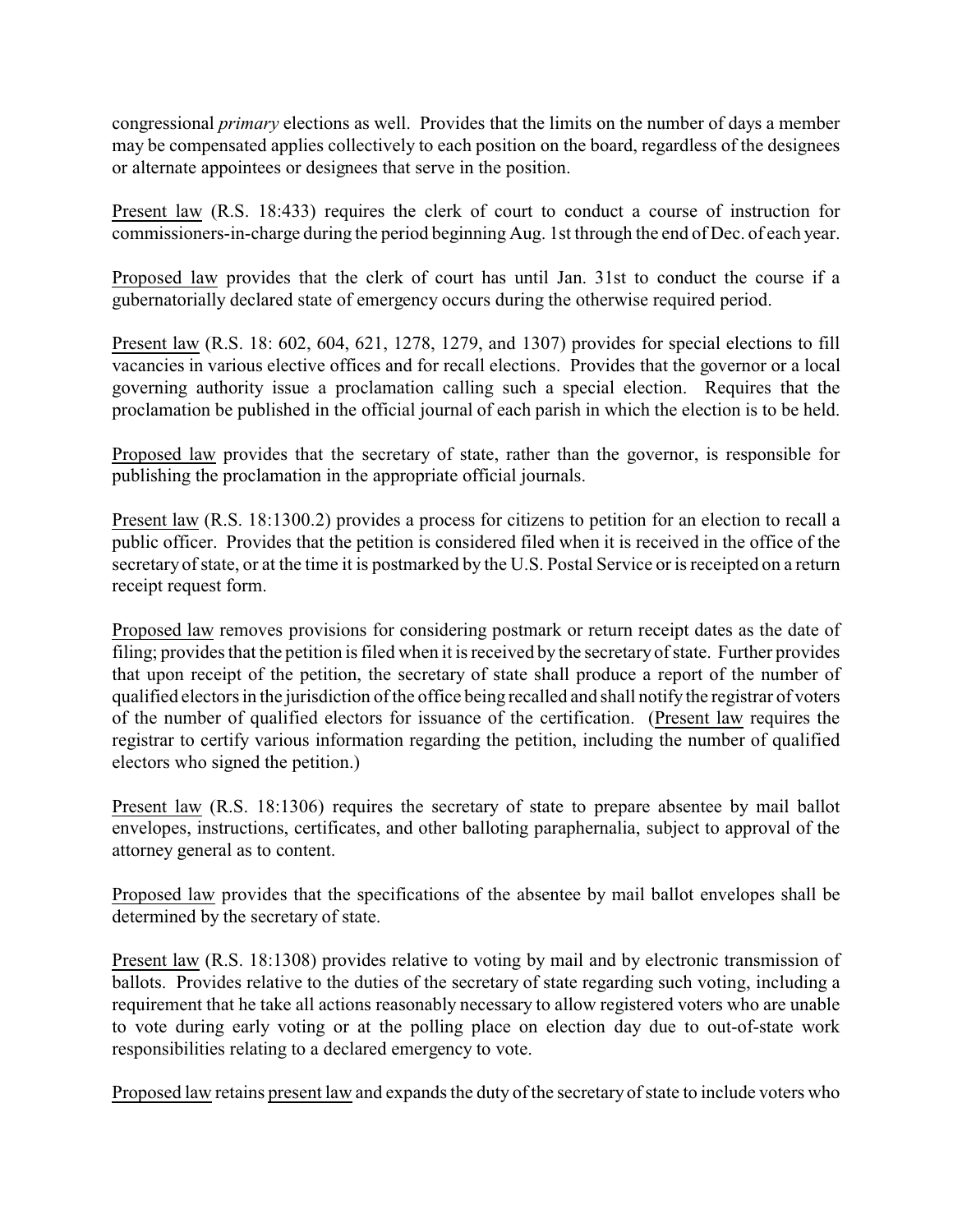congressional *primary* elections as well. Provides that the limits on the number of days a member may be compensated applies collectively to each position on the board, regardless of the designees or alternate appointees or designees that serve in the position.

Present law (R.S. 18:433) requires the clerk of court to conduct a course of instruction for commissioners-in-charge during the period beginning Aug. 1st through the end of Dec. of each year.

Proposed law provides that the clerk of court has until Jan. 31st to conduct the course if a gubernatorially declared state of emergency occurs during the otherwise required period.

Present law (R.S. 18: 602, 604, 621, 1278, 1279, and 1307) provides for special elections to fill vacancies in various elective offices and for recall elections. Provides that the governor or a local governing authority issue a proclamation calling such a special election. Requires that the proclamation be published in the official journal of each parish in which the election is to be held.

Proposed law provides that the secretary of state, rather than the governor, is responsible for publishing the proclamation in the appropriate official journals.

Present law (R.S. 18:1300.2) provides a process for citizens to petition for an election to recall a public officer. Provides that the petition is considered filed when it is received in the office of the secretary of state, or at the time it is postmarked by the U.S. Postal Service or is receipted on a return receipt request form.

Proposed law removes provisions for considering postmark or return receipt dates as the date of filing; provides that the petition is filed when it is received by the secretary of state. Further provides that upon receipt of the petition, the secretary of state shall produce a report of the number of qualified electors in the jurisdiction of the office being recalled and shall notify the registrar of voters of the number of qualified electors for issuance of the certification. (Present law requires the registrar to certify various information regarding the petition, including the number of qualified electors who signed the petition.)

Present law (R.S. 18:1306) requires the secretary of state to prepare absentee by mail ballot envelopes, instructions, certificates, and other balloting paraphernalia, subject to approval of the attorney general as to content.

Proposed law provides that the specifications of the absentee by mail ballot envelopes shall be determined by the secretary of state.

Present law (R.S. 18:1308) provides relative to voting by mail and by electronic transmission of ballots. Provides relative to the duties of the secretary of state regarding such voting, including a requirement that he take all actions reasonably necessary to allow registered voters who are unable to vote during early voting or at the polling place on election day due to out-of-state work responsibilities relating to a declared emergency to vote.

Proposed law retains present law and expands the duty of the secretary of state to include voters who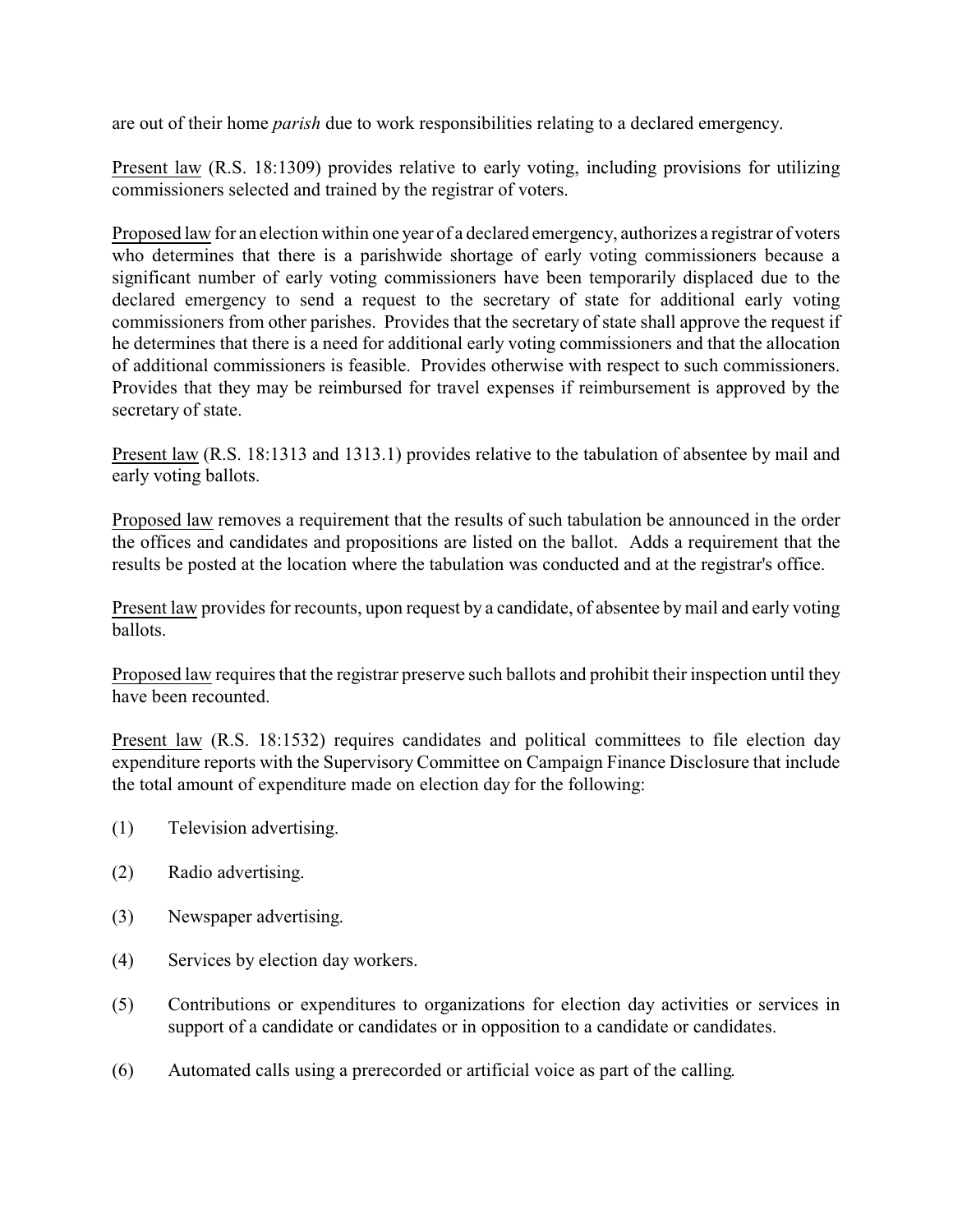are out of their home *parish* due to work responsibilities relating to a declared emergency.

Present law (R.S. 18:1309) provides relative to early voting, including provisions for utilizing commissioners selected and trained by the registrar of voters.

Proposed law for an election within one year of a declared emergency, authorizes a registrar of voters who determines that there is a parishwide shortage of early voting commissioners because a significant number of early voting commissioners have been temporarily displaced due to the declared emergency to send a request to the secretary of state for additional early voting commissioners from other parishes. Provides that the secretary of state shall approve the request if he determines that there is a need for additional early voting commissioners and that the allocation of additional commissioners is feasible. Provides otherwise with respect to such commissioners. Provides that they may be reimbursed for travel expenses if reimbursement is approved by the secretary of state.

Present law (R.S. 18:1313 and 1313.1) provides relative to the tabulation of absentee by mail and early voting ballots.

Proposed law removes a requirement that the results of such tabulation be announced in the order the offices and candidates and propositions are listed on the ballot. Adds a requirement that the results be posted at the location where the tabulation was conducted and at the registrar's office.

Present law provides for recounts, upon request by a candidate, of absentee by mail and early voting ballots.

Proposed law requires that the registrar preserve such ballots and prohibit their inspection until they have been recounted.

Present law (R.S. 18:1532) requires candidates and political committees to file election day expenditure reports with the Supervisory Committee on Campaign Finance Disclosure that include the total amount of expenditure made on election day for the following:

(1) Television advertising.

(2) Radio advertising.

(3) Newspaper advertising.

(4) Services by election day workers.

(5) Contributions or expenditures to organizations for election day activities or services in support of a candidate or candidates or in opposition to a candidate or candidates.

(6) Automated calls using a prerecorded or artificial voice as part of the calling.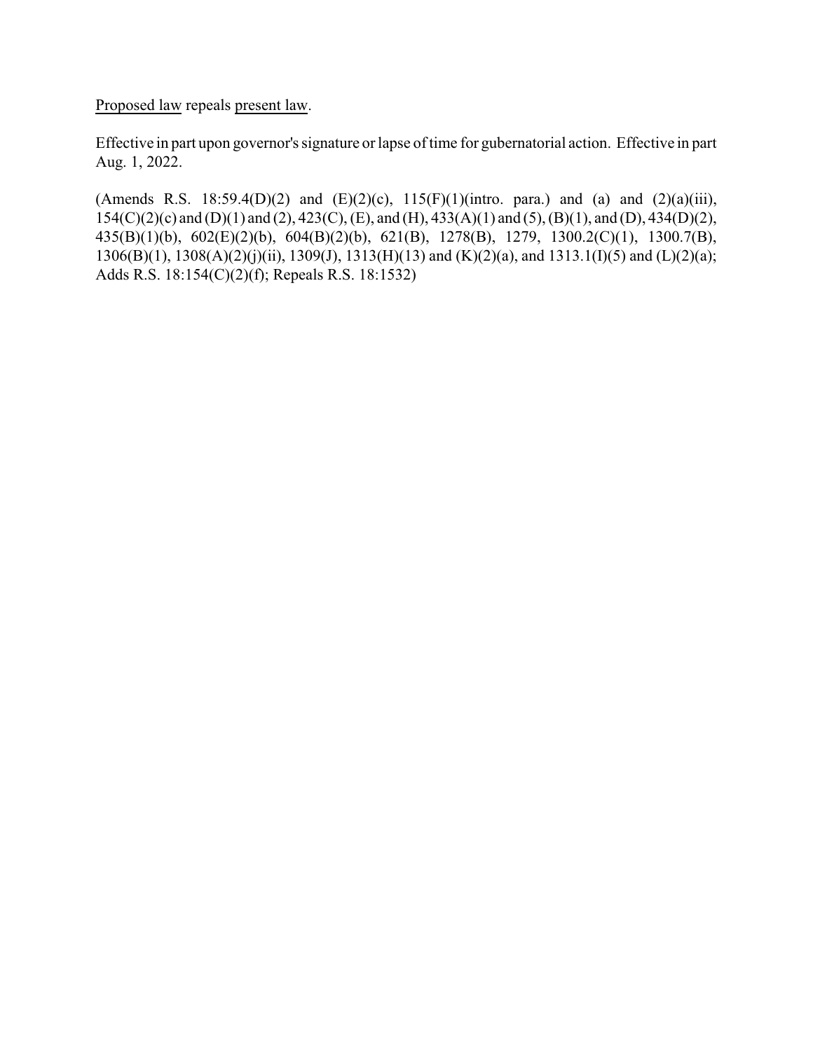<u>Proposed law</u> repeals <u>present law</u>.

Effective in part upon governor's signature or lapse of time for gubernatorial action. Effective in part Aug. 1, 2022.

(Amends R.S. 18:59.4(D)(2) and (E)(2)(c), 115(F)(1)(intro. para.) and (a) and (2)(a)(iii), 154(C)(2)(c) and (D)(1) and (2), 423(C), (E), and (H), 433(A)(1) and (5), (B)(1), and (D), 434(D)(2), 435(B)(1)(b), 602(E)(2)(b), 604(B)(2)(b), 621(B), 1278(B), 1279, 1300.2(C)(1), 1300.7(B), 1306(B)(1), 1308(A)(2)(j)(ii), 1309(J), 1313(H)(13) and (K)(2)(a), and 1313.1(I)(5) and (L)(2)(a); Adds R.S. 18:154(C)(2)(f); Repeals R.S. 18:1532)